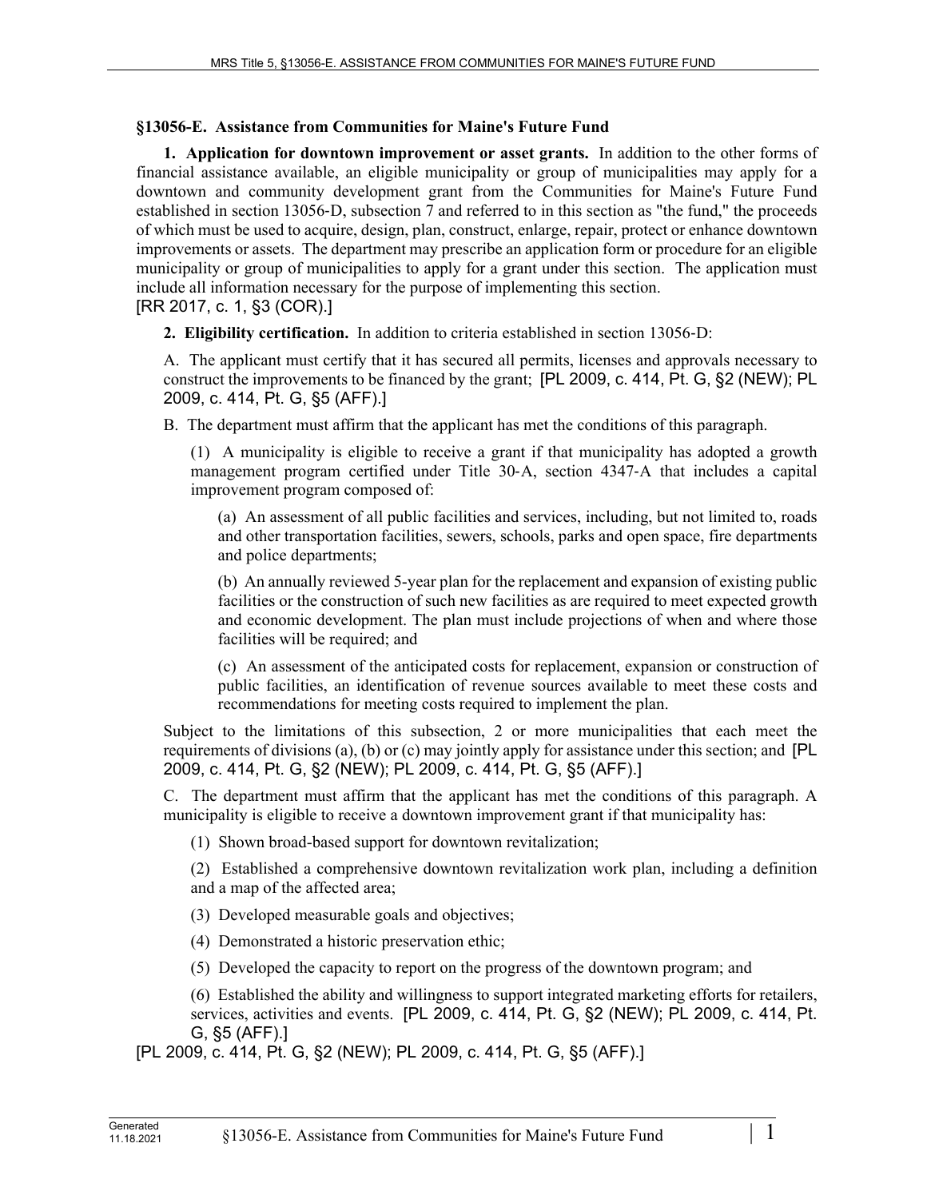## §13056-E. Assistance from Communities for Maine's Future Fund

**1. Application for downtown improvement or asset grants.** In addition to the other forms of financial assistance available, an eligible municipality or group of municipalities may apply for a downtown and community development grant from the Communities for Maine's Future Fund established in section 13056-D, subsection 7 and referred to in this section as "the fund," the proceeds of which must be used to acquire, design, plan, construct, enlarge, repair, protect or enhance downtown improvements or assets. The department may prescribe an application form or procedure for an eligible municipality or group of municipalities to apply for a grant under this section. The application must include all information necessary for the purpose of implementing this section.
[RR 2017, c. 1, §3 (COR).]

**2. Eligibility certification.** In addition to criteria established in section 13056-D:

A. The applicant must certify that it has secured all permits, licenses and approvals necessary to construct the improvements to be financed by the grant; [PL 2009, c. 414, Pt. G, §2 (NEW); PL 2009, c. 414, Pt. G, §5 (AFF).]

B. The department must affirm that the applicant has met the conditions of this paragraph.

(1) A municipality is eligible to receive a grant if that municipality has adopted a growth management program certified under Title 30-A, section 4347-A that includes a capital improvement program composed of:

(a) An assessment of all public facilities and services, including, but not limited to, roads and other transportation facilities, sewers, schools, parks and open space, fire departments and police departments;

(b) An annually reviewed 5-year plan for the replacement and expansion of existing public facilities or the construction of such new facilities as are required to meet expected growth and economic development. The plan must include projections of when and where those facilities will be required; and

(c) An assessment of the anticipated costs for replacement, expansion or construction of public facilities, an identification of revenue sources available to meet these costs and recommendations for meeting costs required to implement the plan.

Subject to the limitations of this subsection, 2 or more municipalities that each meet the requirements of divisions (a), (b) or (c) may jointly apply for assistance under this section; and [PL 2009, c. 414, Pt. G, §2 (NEW); PL 2009, c. 414, Pt. G, §5 (AFF).]

C. The department must affirm that the applicant has met the conditions of this paragraph. A municipality is eligible to receive a downtown improvement grant if that municipality has:

(1) Shown broad-based support for downtown revitalization;

(2) Established a comprehensive downtown revitalization work plan, including a definition and a map of the affected area;

(3) Developed measurable goals and objectives;

(4) Demonstrated a historic preservation ethic;

(5) Developed the capacity to report on the progress of the downtown program; and

(6) Established the ability and willingness to support integrated marketing efforts for retailers, services, activities and events. [PL 2009, c. 414, Pt. G, §2 (NEW); PL 2009, c. 414, Pt. G, §5 (AFF).]

[PL 2009, c. 414, Pt. G, §2 (NEW); PL 2009, c. 414, Pt. G, §5 (AFF).]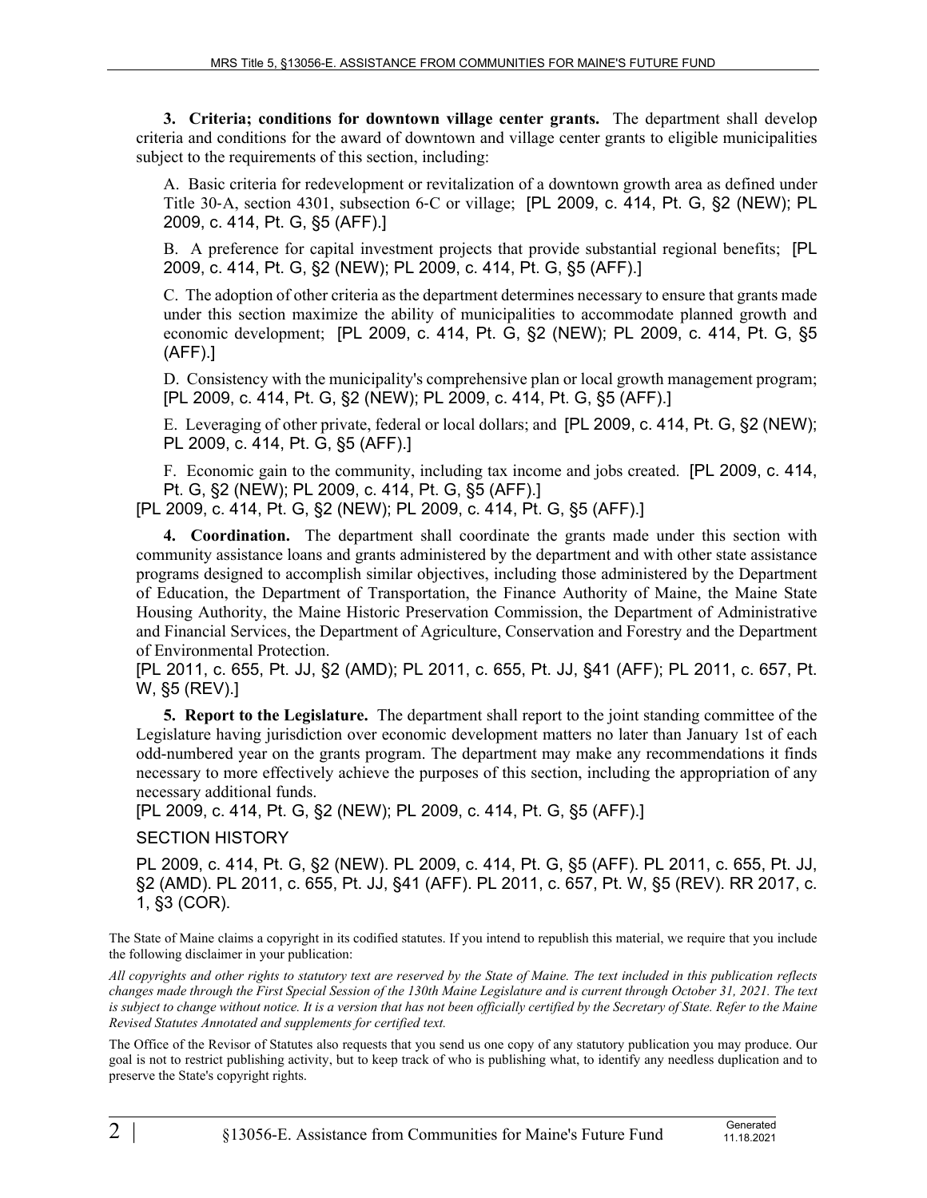**3. Criteria; conditions for downtown village center grants.** The department shall develop criteria and conditions for the award of downtown and village center grants to eligible municipalities subject to the requirements of this section, including:

A. Basic criteria for redevelopment or revitalization of a downtown growth area as defined under Title 30-A, section 4301, subsection 6-C or village; [PL 2009, c. 414, Pt. G, §2 (NEW); PL 2009, c. 414, Pt. G, §5 (AFF).]

B. A preference for capital investment projects that provide substantial regional benefits; [PL 2009, c. 414, Pt. G, §2 (NEW); PL 2009, c. 414, Pt. G, §5 (AFF).]

C. The adoption of other criteria as the department determines necessary to ensure that grants made under this section maximize the ability of municipalities to accommodate planned growth and economic development; [PL 2009, c. 414, Pt. G, §2 (NEW); PL 2009, c. 414, Pt. G, §5 (AFF).]

D. Consistency with the municipality's comprehensive plan or local growth management program; [PL 2009, c. 414, Pt. G, §2 (NEW); PL 2009, c. 414, Pt. G, §5 (AFF).]

E. Leveraging of other private, federal or local dollars; and [PL 2009, c. 414, Pt. G, §2 (NEW); PL 2009, c. 414, Pt. G, §5 (AFF).]

F. Economic gain to the community, including tax income and jobs created. [PL 2009, c. 414, Pt. G, §2 (NEW); PL 2009, c. 414, Pt. G, §5 (AFF).]

[PL 2009, c. 414, Pt. G, §2 (NEW); PL 2009, c. 414, Pt. G, §5 (AFF).]

**4. Coordination.** The department shall coordinate the grants made under this section with community assistance loans and grants administered by the department and with other state assistance programs designed to accomplish similar objectives, including those administered by the Department of Education, the Department of Transportation, the Finance Authority of Maine, the Maine State Housing Authority, the Maine Historic Preservation Commission, the Department of Administrative and Financial Services, the Department of Agriculture, Conservation and Forestry and the Department of Environmental Protection.

[PL 2011, c. 655, Pt. JJ, §2 (AMD); PL 2011, c. 655, Pt. JJ, §41 (AFF); PL 2011, c. 657, Pt. W, §5 (REV).]

**5. Report to the Legislature.** The department shall report to the joint standing committee of the Legislature having jurisdiction over economic development matters no later than January 1st of each odd-numbered year on the grants program. The department may make any recommendations it finds necessary to more effectively achieve the purposes of this section, including the appropriation of any necessary additional funds.

[PL 2009, c. 414, Pt. G, §2 (NEW); PL 2009, c. 414, Pt. G, §5 (AFF).]

SECTION HISTORY

PL 2009, c. 414, Pt. G, §2 (NEW). PL 2009, c. 414, Pt. G, §5 (AFF). PL 2011, c. 655, Pt. JJ, §2 (AMD). PL 2011, c. 655, Pt. JJ, §41 (AFF). PL 2011, c. 657, Pt. W, §5 (REV). RR 2017, c. 1, §3 (COR).

The State of Maine claims a copyright in its codified statutes. If you intend to republish this material, we require that you include the following disclaimer in your publication:

*All copyrights and other rights to statutory text are reserved by the State of Maine. The text included in this publication reflects changes made through the First Special Session of the 130th Maine Legislature and is current through October 31, 2021. The text is subject to change without notice. It is a version that has not been officially certified by the Secretary of State. Refer to the Maine Revised Statutes Annotated and supplements for certified text.*

The Office of the Revisor of Statutes also requests that you send us one copy of any statutory publication you may produce. Our goal is not to restrict publishing activity, but to keep track of who is publishing what, to identify any needless duplication and to preserve the State's copyright rights.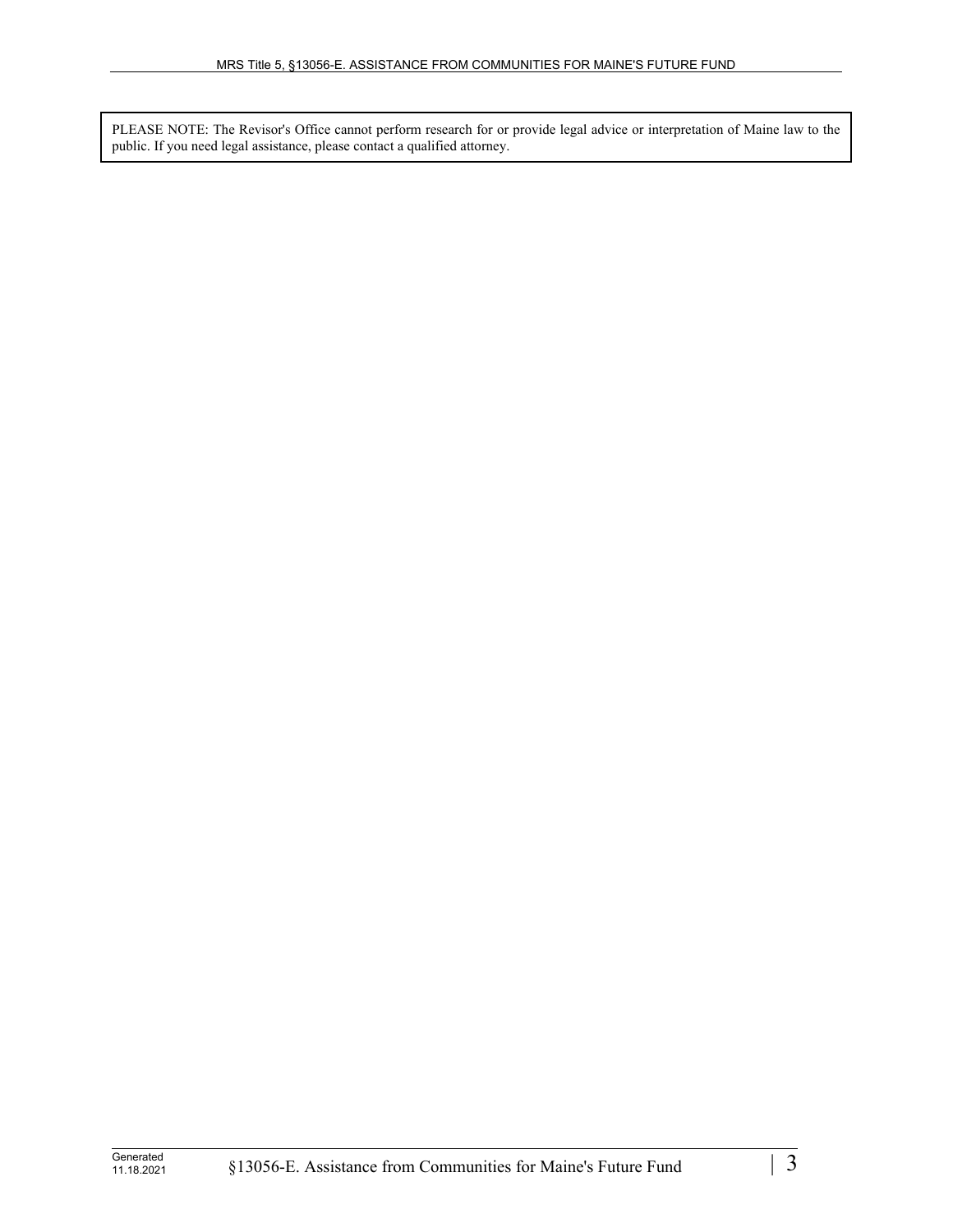PLEASE NOTE: The Revisor's Office cannot perform research for or provide legal advice or interpretation of Maine law to the public. If you need legal assistance, please contact a qualified attorney.